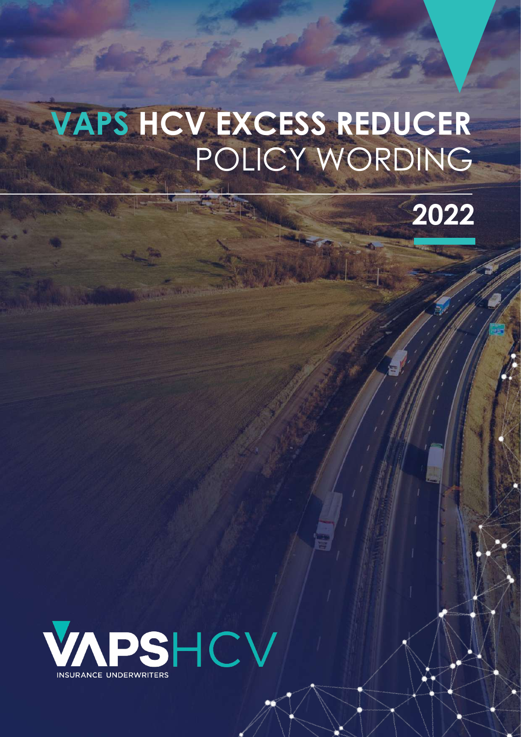# VAPS HCV EXCESS REDUCER POLICY WORDING

## 2022

VAPSHCV

INSURANCE UNDERWRITERS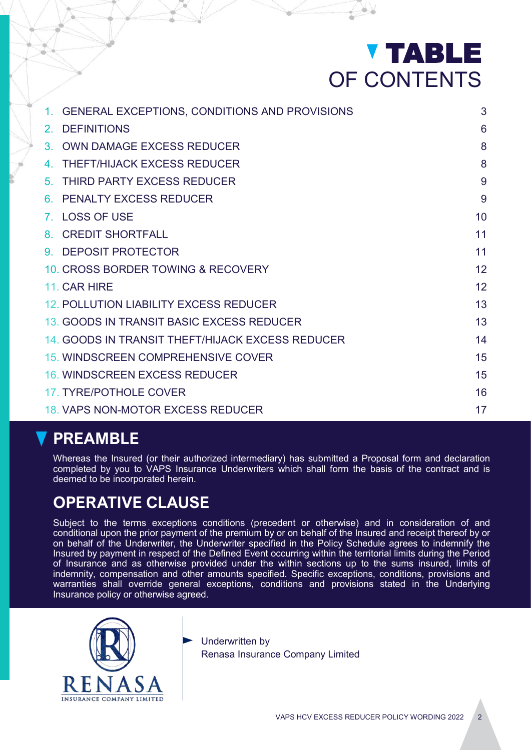# TABLE OF CONTENTS

| | |
|---|---|
| 1. GENERAL EXCEPTIONS, CONDITIONS AND PROVISIONS | 3 |
| 2. DEFINITIONS | 6 |
| 3. OWN DAMAGE EXCESS REDUCER | 8 |
| 4. THEFT/HIJACK EXCESS REDUCER | 8 |
| 5. THIRD PARTY EXCESS REDUCER | 9 |
| 6. PENALTY EXCESS REDUCER | 9 |
| 7. LOSS OF USE | 10 |
| 8. CREDIT SHORTFALL | 11 |
| 9. DEPOSIT PROTECTOR | 11 |
| 10. CROSS BORDER TOWING & RECOVERY | 12 |
| 11. CAR HIRE | 12 |
| 12. POLLUTION LIABILITY EXCESS REDUCER | 13 |
| 13. GOODS IN TRANSIT BASIC EXCESS REDUCER | 13 |
| 14. GOODS IN TRANSIT THEFT/HIJACK EXCESS REDUCER | 14 |
| 15. WINDSCREEN COMPREHENSIVE COVER | 15 |
| 16. WINDSCREEN EXCESS REDUCER | 15 |
| 17. TYRE/POTHOLE COVER | 16 |
| 18. VAPS NON-MOTOR EXCESS REDUCER | 17 |

## PREAMBLE

Whereas the Insured (or their authorized intermediary) has submitted a Proposal form and declaration completed by you to VAPS Insurance Underwriters which shall form the basis of the contract and is deemed to be incorporated herein.

## OPERATIVE CLAUSE

Subject to the terms exceptions conditions (precedent or otherwise) and in consideration of and conditional upon the prior payment of the premium by or on behalf of the Insured and receipt thereof by or on behalf of the Underwriter, the Underwriter specified in the Policy Schedule agrees to indemnify the Insured by payment in respect of the Defined Event occurring within the territorial limits during the Period of Insurance and as otherwise provided under the within sections up to the sums insured, limits of indemnity, compensation and other amounts specified. Specific exceptions, conditions, provisions and warranties shall override general exceptions, conditions and provisions stated in the Underlying Insurance policy or otherwise agreed.

RENASA INSURANCE COMPANY LIMITED

Underwritten by
Renasa Insurance Company Limited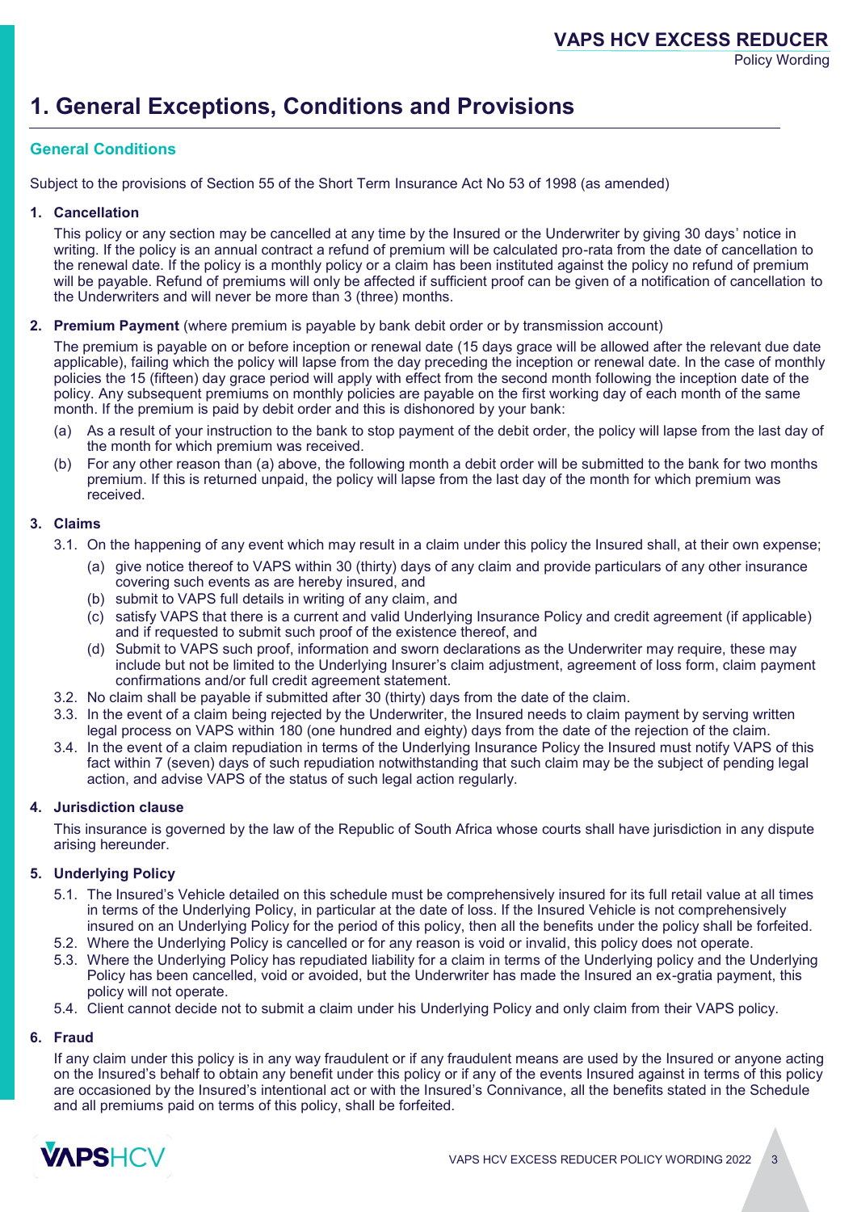# 1. General Exceptions, Conditions and Provisions

## General Conditions

Subject to the provisions of Section 55 of the Short Term Insurance Act No 53 of 1998 (as amended)

**1. Cancellation**

This policy or any section may be cancelled at any time by the Insured or the Underwriter by giving 30 days' notice in writing. If the policy is an annual contract a refund of premium will be calculated pro-rata from the date of cancellation to the renewal date. If the policy is a monthly policy or a claim has been instituted against the policy no refund of premium will be payable. Refund of premiums will only be affected if sufficient proof can be given of a notification of cancellation to the Underwriters and will never be more than 3 (three) months.

**2. Premium Payment** (where premium is payable by bank debit order or by transmission account)

The premium is payable on or before inception or renewal date (15 days grace will be allowed after the relevant due date applicable), failing which the policy will lapse from the day preceding the inception or renewal date. In the case of monthly policies the 15 (fifteen) day grace period will apply with effect from the second month following the inception date of the policy. Any subsequent premiums on monthly policies are payable on the first working day of each month of the same month. If the premium is paid by debit order and this is dishonored by your bank:

(a) As a result of your instruction to the bank to stop payment of the debit order, the policy will lapse from the last day of the month for which premium was received.

(b) For any other reason than (a) above, the following month a debit order will be submitted to the bank for two months premium. If this is returned unpaid, the policy will lapse from the last day of the month for which premium was received.

**3. Claims**

3.1. On the happening of any event which may result in a claim under this policy the Insured shall, at their own expense;

(a) give notice thereof to VAPS within 30 (thirty) days of any claim and provide particulars of any other insurance covering such events as are hereby insured, and

(b) submit to VAPS full details in writing of any claim, and

(c) satisfy VAPS that there is a current and valid Underlying Insurance Policy and credit agreement (if applicable) and if requested to submit such proof of the existence thereof, and

(d) Submit to VAPS such proof, information and sworn declarations as the Underwriter may require, these may include but not be limited to the Underlying Insurer's claim adjustment, agreement of loss form, claim payment confirmations and/or full credit agreement statement.

3.2. No claim shall be payable if submitted after 30 (thirty) days from the date of the claim.

3.3. In the event of a claim being rejected by the Underwriter, the Insured needs to claim payment by serving written legal process on VAPS within 180 (one hundred and eighty) days from the date of the rejection of the claim.

3.4. In the event of a claim repudiation in terms of the Underlying Insurance Policy the Insured must notify VAPS of this fact within 7 (seven) days of such repudiation notwithstanding that such claim may be the subject of pending legal action, and advise VAPS of the status of such legal action regularly.

**4. Jurisdiction clause**

This insurance is governed by the law of the Republic of South Africa whose courts shall have jurisdiction in any dispute arising hereunder.

**5. Underlying Policy**

5.1. The Insured's Vehicle detailed on this schedule must be comprehensively insured for its full retail value at all times in terms of the Underlying Policy, in particular at the date of loss. If the Insured Vehicle is not comprehensively insured on an Underlying Policy for the period of this policy, then all the benefits under the policy shall be forfeited.

5.2. Where the Underlying Policy is cancelled or for any reason is void or invalid, this policy does not operate.

5.3. Where the Underlying Policy has repudiated liability for a claim in terms of the Underlying policy and the Underlying Policy has been cancelled, void or avoided, but the Underwriter has made the Insured an ex-gratia payment, this policy will not operate.

5.4. Client cannot decide not to submit a claim under his Underlying Policy and only claim from their VAPS policy.

**6. Fraud**

If any claim under this policy is in any way fraudulent or if any fraudulent means are used by the Insured or anyone acting on the Insured's behalf to obtain any benefit under this policy or if any of the events Insured against in terms of this policy are occasioned by the Insured's intentional act or with the Insured's Connivance, all the benefits stated in the Schedule and all premiums paid on terms of this policy, shall be forfeited.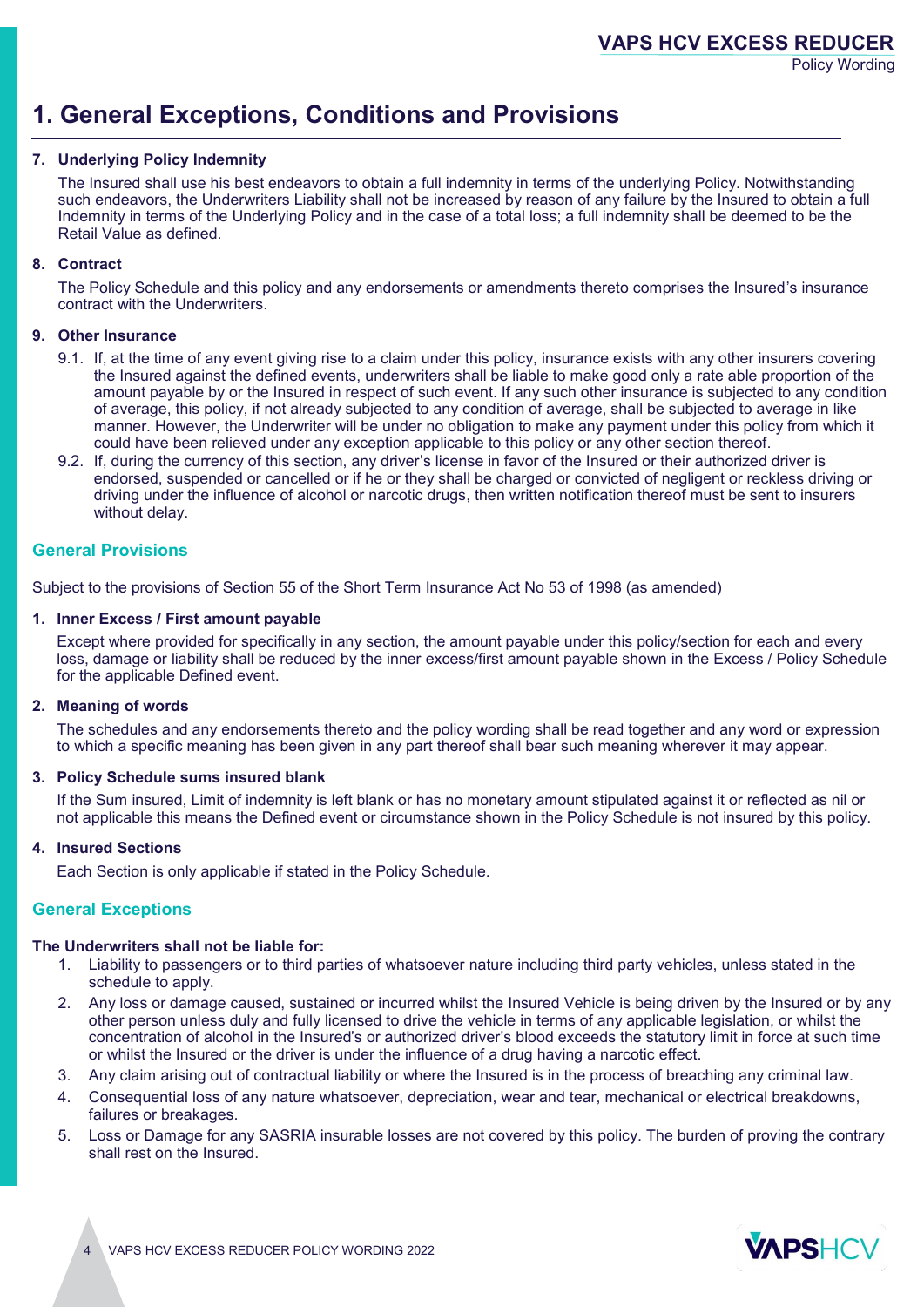# 1. General Exceptions, Conditions and Provisions

**7. Underlying Policy Indemnity**

The Insured shall use his best endeavors to obtain a full indemnity in terms of the underlying Policy. Notwithstanding such endeavors, the Underwriters Liability shall not be increased by reason of any failure by the Insured to obtain a full Indemnity in terms of the Underlying Policy and in the case of a total loss; a full indemnity shall be deemed to be the Retail Value as defined.

**8. Contract**

The Policy Schedule and this policy and any endorsements or amendments thereto comprises the Insured's insurance contract with the Underwriters.

**9. Other Insurance**

9.1. If, at the time of any event giving rise to a claim under this policy, insurance exists with any other insurers covering the Insured against the defined events, underwriters shall be liable to make good only a rate able proportion of the amount payable by or the Insured in respect of such event. If any such other insurance is subjected to any condition of average, this policy, if not already subjected to any condition of average, shall be subjected to average in like manner. However, the Underwriter will be under no obligation to make any payment under this policy from which it could have been relieved under any exception applicable to this policy or any other section thereof.

9.2. If, during the currency of this section, any driver's license in favor of the Insured or their authorized driver is endorsed, suspended or cancelled or if he or they shall be charged or convicted of negligent or reckless driving or driving under the influence of alcohol or narcotic drugs, then written notification thereof must be sent to insurers without delay.

## General Provisions

Subject to the provisions of Section 55 of the Short Term Insurance Act No 53 of 1998 (as amended)

**1. Inner Excess / First amount payable**

Except where provided for specifically in any section, the amount payable under this policy/section for each and every loss, damage or liability shall be reduced by the inner excess/first amount payable shown in the Excess / Policy Schedule for the applicable Defined event.

**2. Meaning of words**

The schedules and any endorsements thereto and the policy wording shall be read together and any word or expression to which a specific meaning has been given in any part thereof shall bear such meaning wherever it may appear.

**3. Policy Schedule sums insured blank**

If the Sum insured, Limit of indemnity is left blank or has no monetary amount stipulated against it or reflected as nil or not applicable this means the Defined event or circumstance shown in the Policy Schedule is not insured by this policy.

**4. Insured Sections**

Each Section is only applicable if stated in the Policy Schedule.

## General Exceptions

**The Underwriters shall not be liable for:**

1. Liability to passengers or to third parties of whatsoever nature including third party vehicles, unless stated in the schedule to apply.
2. Any loss or damage caused, sustained or incurred whilst the Insured Vehicle is being driven by the Insured or by any other person unless duly and fully licensed to drive the vehicle in terms of any applicable legislation, or whilst the concentration of alcohol in the Insured's or authorized driver's blood exceeds the statutory limit in force at such time or whilst the Insured or the driver is under the influence of a drug having a narcotic effect.
3. Any claim arising out of contractual liability or where the Insured is in the process of breaching any criminal law.
4. Consequential loss of any nature whatsoever, depreciation, wear and tear, mechanical or electrical breakdowns, failures or breakages.
5. Loss or Damage for any SASRIA insurable losses are not covered by this policy. The burden of proving the contrary shall rest on the Insured.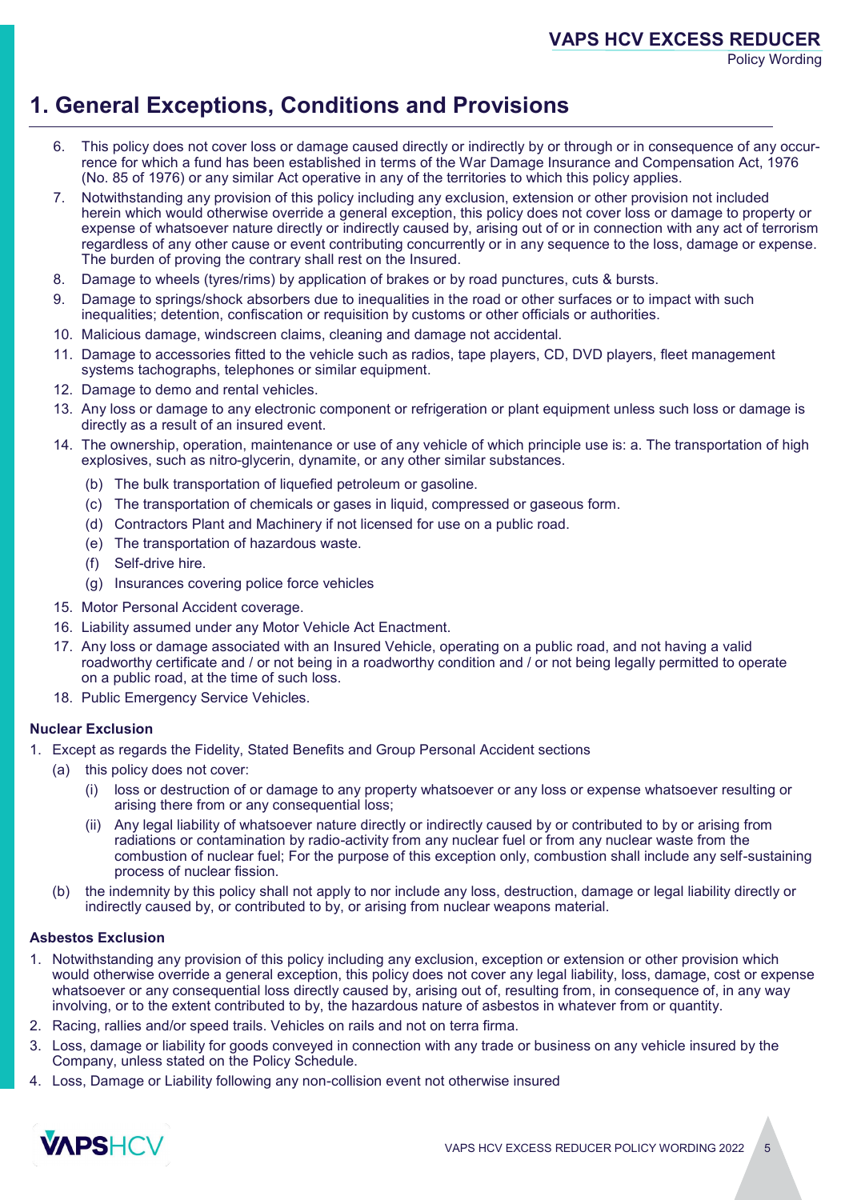# 1. General Exceptions, Conditions and Provisions

6. This policy does not cover loss or damage caused directly or indirectly by or through or in consequence of any occurrence for which a fund has been established in terms of the War Damage Insurance and Compensation Act, 1976 (No. 85 of 1976) or any similar Act operative in any of the territories to which this policy applies.
7. Notwithstanding any provision of this policy including any exclusion, extension or other provision not included herein which would otherwise override a general exception, this policy does not cover loss or damage to property or expense of whatsoever nature directly or indirectly caused by, arising out of or in connection with any act of terrorism regardless of any other cause or event contributing concurrently or in any sequence to the loss, damage or expense. The burden of proving the contrary shall rest on the Insured.
8. Damage to wheels (tyres/rims) by application of brakes or by road punctures, cuts & bursts.
9. Damage to springs/shock absorbers due to inequalities in the road or other surfaces or to impact with such inequalities; detention, confiscation or requisition by customs or other officials or authorities.
10. Malicious damage, windscreen claims, cleaning and damage not accidental.
11. Damage to accessories fitted to the vehicle such as radios, tape players, CD, DVD players, fleet management systems tachographs, telephones or similar equipment.
12. Damage to demo and rental vehicles.
13. Any loss or damage to any electronic component or refrigeration or plant equipment unless such loss or damage is directly as a result of an insured event.
14. The ownership, operation, maintenance or use of any vehicle of which principle use is: a. The transportation of high explosives, such as nitro-glycerin, dynamite, or any other similar substances.
    (b) The bulk transportation of liquefied petroleum or gasoline.
    (c) The transportation of chemicals or gases in liquid, compressed or gaseous form.
    (d) Contractors Plant and Machinery if not licensed for use on a public road.
    (e) The transportation of hazardous waste.
    (f) Self-drive hire.
    (g) Insurances covering police force vehicles
15. Motor Personal Accident coverage.
16. Liability assumed under any Motor Vehicle Act Enactment.
17. Any loss or damage associated with an Insured Vehicle, operating on a public road, and not having a valid roadworthy certificate and / or not being in a roadworthy condition and / or not being legally permitted to operate on a public road, at the time of such loss.
18. Public Emergency Service Vehicles.

**Nuclear Exclusion**

1. Except as regards the Fidelity, Stated Benefits and Group Personal Accident sections
   (a) this policy does not cover:
      (i) loss or destruction of or damage to any property whatsoever or any loss or expense whatsoever resulting or arising there from or any consequential loss;
      (ii) Any legal liability of whatsoever nature directly or indirectly caused by or contributed to by or arising from radiations or contamination by radio-activity from any nuclear fuel or from any nuclear waste from the combustion of nuclear fuel; For the purpose of this exception only, combustion shall include any self-sustaining process of nuclear fission.
   (b) the indemnity by this policy shall not apply to nor include any loss, destruction, damage or legal liability directly or indirectly caused by, or contributed to by, or arising from nuclear weapons material.

**Asbestos Exclusion**

1. Notwithstanding any provision of this policy including any exclusion, exception or extension or other provision which would otherwise override a general exception, this policy does not cover any legal liability, loss, damage, cost or expense whatsoever or any consequential loss directly caused by, arising out of, resulting from, in consequence of, in any way involving, or to the extent contributed to by, the hazardous nature of asbestos in whatever from or quantity.
2. Racing, rallies and/or speed trails. Vehicles on rails and not on terra firma.
3. Loss, damage or liability for goods conveyed in connection with any trade or business on any vehicle insured by the Company, unless stated on the Policy Schedule.
4. Loss, Damage or Liability following any non-collision event not otherwise insured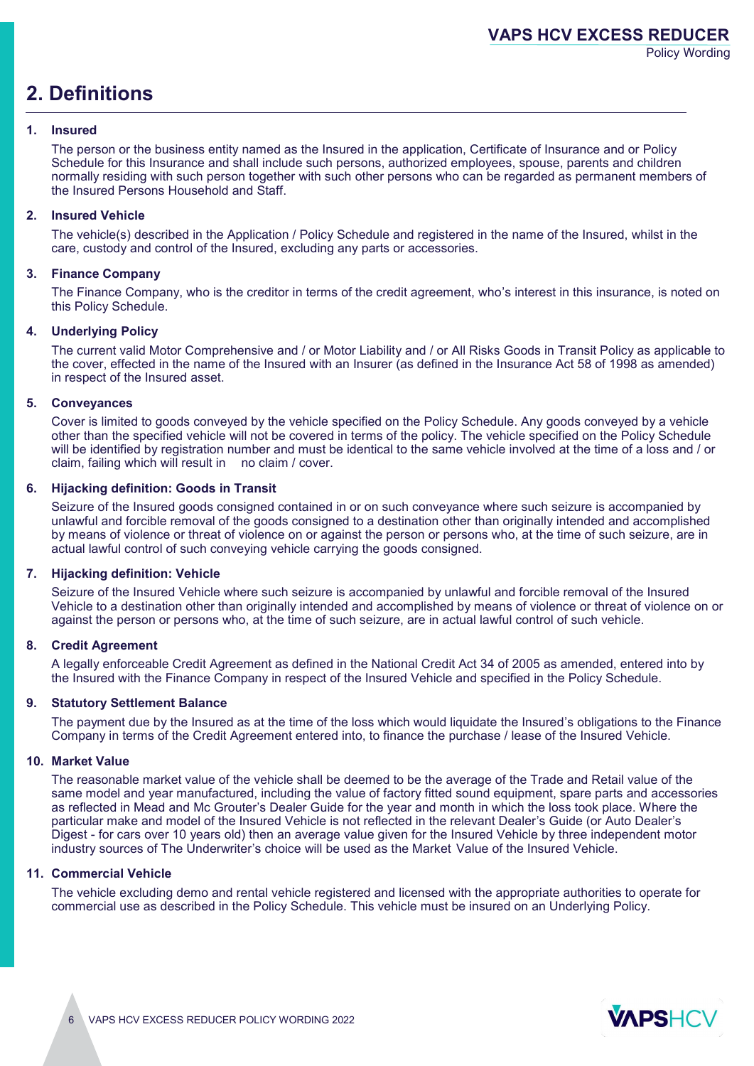## 2. Definitions

### 1. Insured

The person or the business entity named as the Insured in the application, Certificate of Insurance and or Policy Schedule for this Insurance and shall include such persons, authorized employees, spouse, parents and children normally residing with such person together with such other persons who can be regarded as permanent members of the Insured Persons Household and Staff.

### 2. Insured Vehicle

The vehicle(s) described in the Application / Policy Schedule and registered in the name of the Insured, whilst in the care, custody and control of the Insured, excluding any parts or accessories.

### 3. Finance Company

The Finance Company, who is the creditor in terms of the credit agreement, who's interest in this insurance, is noted on this Policy Schedule.

### 4. Underlying Policy

The current valid Motor Comprehensive and / or Motor Liability and / or All Risks Goods in Transit Policy as applicable to the cover, effected in the name of the Insured with an Insurer (as defined in the Insurance Act 58 of 1998 as amended) in respect of the Insured asset.

### 5. Conveyances

Cover is limited to goods conveyed by the vehicle specified on the Policy Schedule. Any goods conveyed by a vehicle other than the specified vehicle will not be covered in terms of the policy. The vehicle specified on the Policy Schedule will be identified by registration number and must be identical to the same vehicle involved at the time of a loss and / or claim, failing which will result in no claim / cover.

### 6. Hijacking definition: Goods in Transit

Seizure of the Insured goods consigned contained in or on such conveyance where such seizure is accompanied by unlawful and forcible removal of the goods consigned to a destination other than originally intended and accomplished by means of violence or threat of violence on or against the person or persons who, at the time of such seizure, are in actual lawful control of such conveying vehicle carrying the goods consigned.

### 7. Hijacking definition: Vehicle

Seizure of the Insured Vehicle where such seizure is accompanied by unlawful and forcible removal of the Insured Vehicle to a destination other than originally intended and accomplished by means of violence or threat of violence on or against the person or persons who, at the time of such seizure, are in actual lawful control of such vehicle.

### 8. Credit Agreement

A legally enforceable Credit Agreement as defined in the National Credit Act 34 of 2005 as amended, entered into by the Insured with the Finance Company in respect of the Insured Vehicle and specified in the Policy Schedule.

### 9. Statutory Settlement Balance

The payment due by the Insured as at the time of the loss which would liquidate the Insured's obligations to the Finance Company in terms of the Credit Agreement entered into, to finance the purchase / lease of the Insured Vehicle.

### 10. Market Value

The reasonable market value of the vehicle shall be deemed to be the average of the Trade and Retail value of the same model and year manufactured, including the value of factory fitted sound equipment, spare parts and accessories as reflected in Mead and Mc Grouter's Dealer Guide for the year and month in which the loss took place. Where the particular make and model of the Insured Vehicle is not reflected in the relevant Dealer's Guide (or Auto Dealer's Digest - for cars over 10 years old) then an average value given for the Insured Vehicle by three independent motor industry sources of The Underwriter's choice will be used as the Market Value of the Insured Vehicle.

### 11. Commercial Vehicle

The vehicle excluding demo and rental vehicle registered and licensed with the appropriate authorities to operate for commercial use as described in the Policy Schedule. This vehicle must be insured on an Underlying Policy.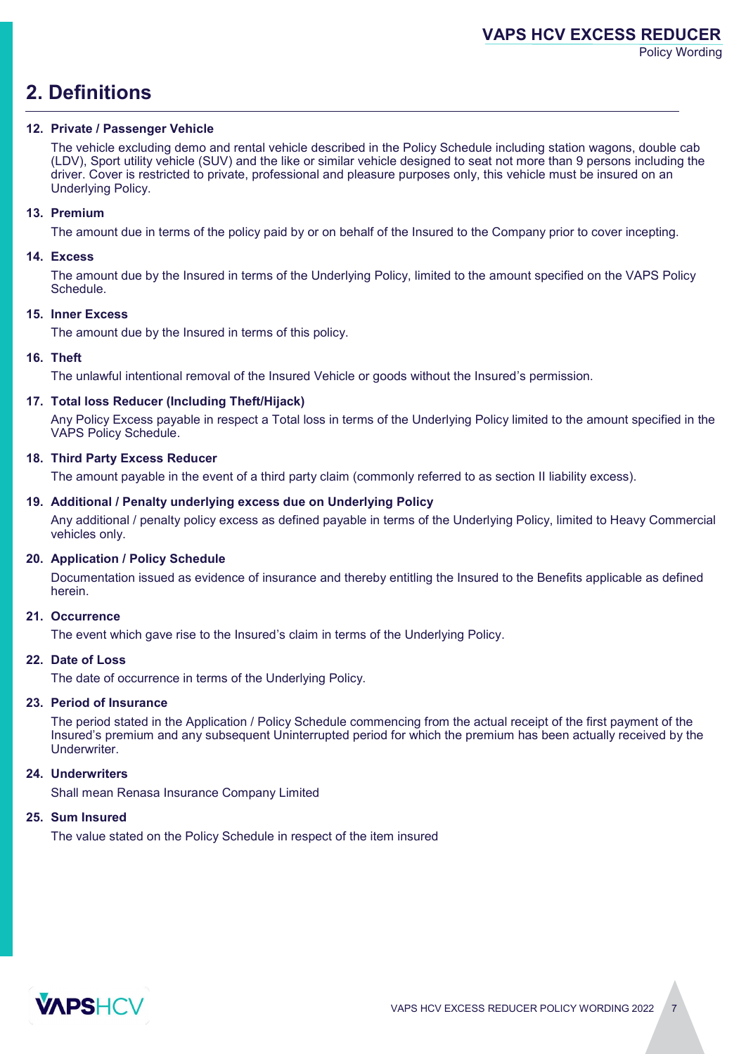## 2. Definitions

**12. Private / Passenger Vehicle**

The vehicle excluding demo and rental vehicle described in the Policy Schedule including station wagons, double cab (LDV), Sport utility vehicle (SUV) and the like or similar vehicle designed to seat not more than 9 persons including the driver. Cover is restricted to private, professional and pleasure purposes only, this vehicle must be insured on an Underlying Policy.

**13. Premium**

The amount due in terms of the policy paid by or on behalf of the Insured to the Company prior to cover incepting.

**14. Excess**

The amount due by the Insured in terms of the Underlying Policy, limited to the amount specified on the VAPS Policy Schedule.

**15. Inner Excess**

The amount due by the Insured in terms of this policy.

**16. Theft**

The unlawful intentional removal of the Insured Vehicle or goods without the Insured's permission.

**17. Total loss Reducer (Including Theft/Hijack)**

Any Policy Excess payable in respect a Total loss in terms of the Underlying Policy limited to the amount specified in the VAPS Policy Schedule.

**18. Third Party Excess Reducer**

The amount payable in the event of a third party claim (commonly referred to as section II liability excess).

**19. Additional / Penalty underlying excess due on Underlying Policy**

Any additional / penalty policy excess as defined payable in terms of the Underlying Policy, limited to Heavy Commercial vehicles only.

**20. Application / Policy Schedule**

Documentation issued as evidence of insurance and thereby entitling the Insured to the Benefits applicable as defined herein.

**21. Occurrence**

The event which gave rise to the Insured's claim in terms of the Underlying Policy.

**22. Date of Loss**

The date of occurrence in terms of the Underlying Policy.

**23. Period of Insurance**

The period stated in the Application / Policy Schedule commencing from the actual receipt of the first payment of the Insured's premium and any subsequent Uninterrupted period for which the premium has been actually received by the Underwriter.

**24. Underwriters**

Shall mean Renasa Insurance Company Limited

**25. Sum Insured**

The value stated on the Policy Schedule in respect of the item insured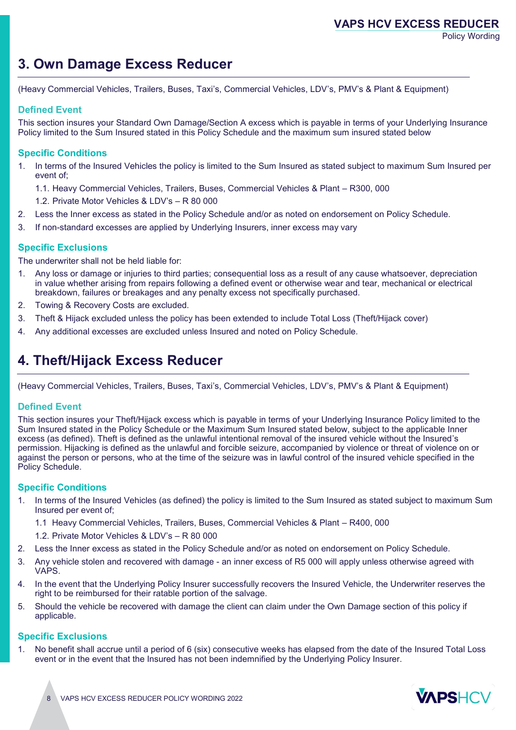# 3. Own Damage Excess Reducer

(Heavy Commercial Vehicles, Trailers, Buses, Taxi's, Commercial Vehicles, LDV's, PMV's & Plant & Equipment)

### Defined Event

This section insures your Standard Own Damage/Section A excess which is payable in terms of your Underlying Insurance Policy limited to the Sum Insured stated in this Policy Schedule and the maximum sum insured stated below

### Specific Conditions

1. In terms of the Insured Vehicles the policy is limited to the Sum Insured as stated subject to maximum Sum Insured per event of;
   1.1. Heavy Commercial Vehicles, Trailers, Buses, Commercial Vehicles & Plant – R300, 000
   1.2. Private Motor Vehicles & LDV's – R 80 000
2. Less the Inner excess as stated in the Policy Schedule and/or as noted on endorsement on Policy Schedule.
3. If non-standard excesses are applied by Underlying Insurers, inner excess may vary

### Specific Exclusions

The underwriter shall not be held liable for:

1. Any loss or damage or injuries to third parties; consequential loss as a result of any cause whatsoever, depreciation in value whether arising from repairs following a defined event or otherwise wear and tear, mechanical or electrical breakdown, failures or breakages and any penalty excess not specifically purchased.
2. Towing & Recovery Costs are excluded.
3. Theft & Hijack excluded unless the policy has been extended to include Total Loss (Theft/Hijack cover)
4. Any additional excesses are excluded unless Insured and noted on Policy Schedule.

# 4. Theft/Hijack Excess Reducer

(Heavy Commercial Vehicles, Trailers, Buses, Taxi's, Commercial Vehicles, LDV's, PMV's & Plant & Equipment)

### Defined Event

This section insures your Theft/Hijack excess which is payable in terms of your Underlying Insurance Policy limited to the Sum Insured stated in the Policy Schedule or the Maximum Sum Insured stated below, subject to the applicable Inner excess (as defined). Theft is defined as the unlawful intentional removal of the insured vehicle without the Insured's permission. Hijacking is defined as the unlawful and forcible seizure, accompanied by violence or threat of violence on or against the person or persons, who at the time of the seizure was in lawful control of the insured vehicle specified in the Policy Schedule.

### Specific Conditions

1. In terms of the Insured Vehicles (as defined) the policy is limited to the Sum Insured as stated subject to maximum Sum Insured per event of;
   1.1 Heavy Commercial Vehicles, Trailers, Buses, Commercial Vehicles & Plant – R400, 000
   1.2. Private Motor Vehicles & LDV's – R 80 000
2. Less the Inner excess as stated in the Policy Schedule and/or as noted on endorsement on Policy Schedule.
3. Any vehicle stolen and recovered with damage - an inner excess of R5 000 will apply unless otherwise agreed with VAPS.
4. In the event that the Underlying Policy Insurer successfully recovers the Insured Vehicle, the Underwriter reserves the right to be reimbursed for their ratable portion of the salvage.
5. Should the vehicle be recovered with damage the client can claim under the Own Damage section of this policy if applicable.

### Specific Exclusions

1. No benefit shall accrue until a period of 6 (six) consecutive weeks has elapsed from the date of the Insured Total Loss event or in the event that the Insured has not been indemnified by the Underlying Policy Insurer.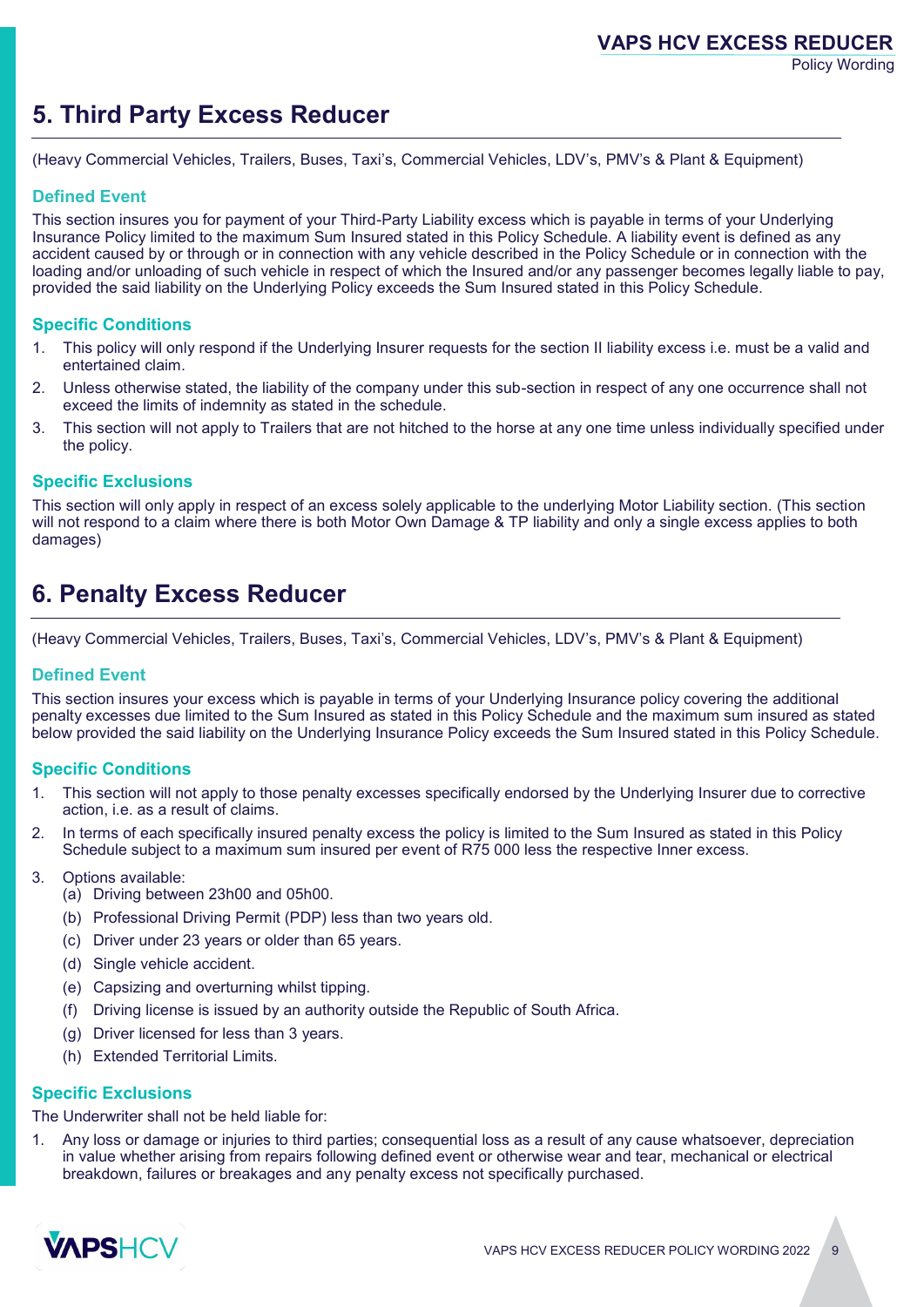## 5. Third Party Excess Reducer

(Heavy Commercial Vehicles, Trailers, Buses, Taxi's, Commercial Vehicles, LDV's, PMV's & Plant & Equipment)

### Defined Event

This section insures you for payment of your Third-Party Liability excess which is payable in terms of your Underlying Insurance Policy limited to the maximum Sum Insured stated in this Policy Schedule. A liability event is defined as any accident caused by or through or in connection with any vehicle described in the Policy Schedule or in connection with the loading and/or unloading of such vehicle in respect of which the Insured and/or any passenger becomes legally liable to pay, provided the said liability on the Underlying Policy exceeds the Sum Insured stated in this Policy Schedule.

### Specific Conditions

1. This policy will only respond if the Underlying Insurer requests for the section II liability excess i.e. must be a valid and entertained claim.
2. Unless otherwise stated, the liability of the company under this sub-section in respect of any one occurrence shall not exceed the limits of indemnity as stated in the schedule.
3. This section will not apply to Trailers that are not hitched to the horse at any one time unless individually specified under the policy.

### Specific Exclusions

This section will only apply in respect of an excess solely applicable to the underlying Motor Liability section. (This section will not respond to a claim where there is both Motor Own Damage & TP liability and only a single excess applies to both damages)

## 6. Penalty Excess Reducer

(Heavy Commercial Vehicles, Trailers, Buses, Taxi's, Commercial Vehicles, LDV's, PMV's & Plant & Equipment)

### Defined Event

This section insures your excess which is payable in terms of your Underlying Insurance policy covering the additional penalty excesses due limited to the Sum Insured as stated in this Policy Schedule and the maximum sum insured as stated below provided the said liability on the Underlying Insurance Policy exceeds the Sum Insured stated in this Policy Schedule.

### Specific Conditions

1. This section will not apply to those penalty excesses specifically endorsed by the Underlying Insurer due to corrective action, i.e. as a result of claims.
2. In terms of each specifically insured penalty excess the policy is limited to the Sum Insured as stated in this Policy Schedule subject to a maximum sum insured per event of R75 000 less the respective Inner excess.
3. Options available:
   (a) Driving between 23h00 and 05h00.
   (b) Professional Driving Permit (PDP) less than two years old.
   (c) Driver under 23 years or older than 65 years.
   (d) Single vehicle accident.
   (e) Capsizing and overturning whilst tipping.
   (f) Driving license is issued by an authority outside the Republic of South Africa.
   (g) Driver licensed for less than 3 years.
   (h) Extended Territorial Limits.

### Specific Exclusions

The Underwriter shall not be held liable for:

1. Any loss or damage or injuries to third parties; consequential loss as a result of any cause whatsoever, depreciation in value whether arising from repairs following defined event or otherwise wear and tear, mechanical or electrical breakdown, failures or breakages and any penalty excess not specifically purchased.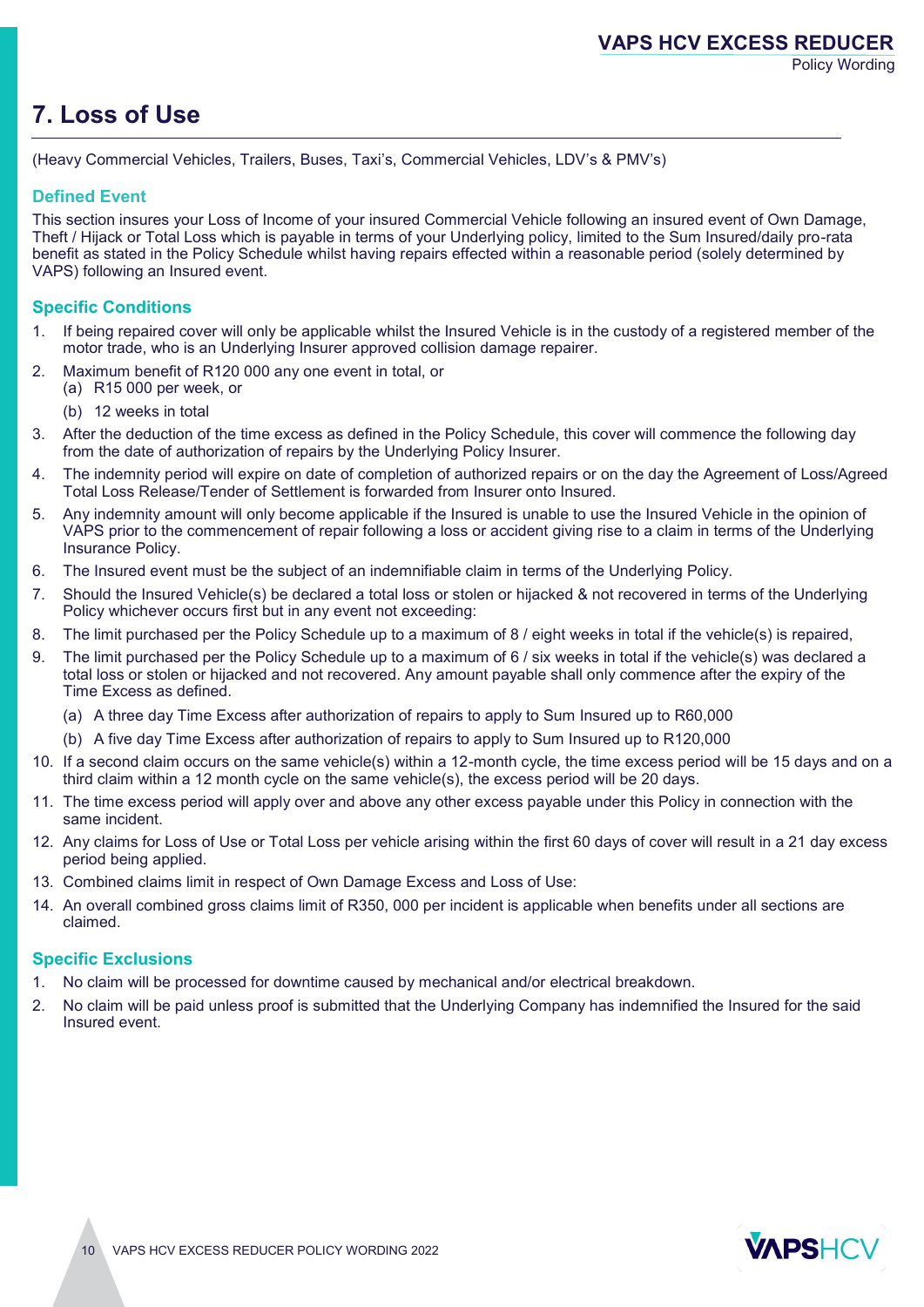// 7. Loss of Use

(Heavy Commercial Vehicles, Trailers, Buses, Taxi's, Commercial Vehicles, LDV's & PMV's)

### Defined Event

This section insures your Loss of Income of your insured Commercial Vehicle following an insured event of Own Damage, Theft / Hijack or Total Loss which is payable in terms of your Underlying policy, limited to the Sum Insured/daily pro-rata benefit as stated in the Policy Schedule whilst having repairs effected within a reasonable period (solely determined by VAPS) following an Insured event.

### Specific Conditions

1. If being repaired cover will only be applicable whilst the Insured Vehicle is in the custody of a registered member of the motor trade, who is an Underlying Insurer approved collision damage repairer.
2. Maximum benefit of R120 000 any one event in total, or
   (a) R15 000 per week, or
   (b) 12 weeks in total
3. After the deduction of the time excess as defined in the Policy Schedule, this cover will commence the following day from the date of authorization of repairs by the Underlying Policy Insurer.
4. The indemnity period will expire on date of completion of authorized repairs or on the day the Agreement of Loss/Agreed Total Loss Release/Tender of Settlement is forwarded from Insurer onto Insured.
5. Any indemnity amount will only become applicable if the Insured is unable to use the Insured Vehicle in the opinion of VAPS prior to the commencement of repair following a loss or accident giving rise to a claim in terms of the Underlying Insurance Policy.
6. The Insured event must be the subject of an indemnifiable claim in terms of the Underlying Policy.
7. Should the Insured Vehicle(s) be declared a total loss or stolen or hijacked & not recovered in terms of the Underlying Policy whichever occurs first but in any event not exceeding:
8. The limit purchased per the Policy Schedule up to a maximum of 8 / eight weeks in total if the vehicle(s) is repaired,
9. The limit purchased per the Policy Schedule up to a maximum of 6 / six weeks in total if the vehicle(s) was declared a total loss or stolen or hijacked and not recovered. Any amount payable shall only commence after the expiry of the Time Excess as defined.
   (a) A three day Time Excess after authorization of repairs to apply to Sum Insured up to R60,000
   (b) A five day Time Excess after authorization of repairs to apply to Sum Insured up to R120,000
10. If a second claim occurs on the same vehicle(s) within a 12-month cycle, the time excess period will be 15 days and on a third claim within a 12 month cycle on the same vehicle(s), the excess period will be 20 days.
11. The time excess period will apply over and above any other excess payable under this Policy in connection with the same incident.
12. Any claims for Loss of Use or Total Loss per vehicle arising within the first 60 days of cover will result in a 21 day excess period being applied.
13. Combined claims limit in respect of Own Damage Excess and Loss of Use:
14. An overall combined gross claims limit of R350, 000 per incident is applicable when benefits under all sections are claimed.

### Specific Exclusions

1. No claim will be processed for downtime caused by mechanical and/or electrical breakdown.
2. No claim will be paid unless proof is submitted that the Underlying Company has indemnified the Insured for the said Insured event.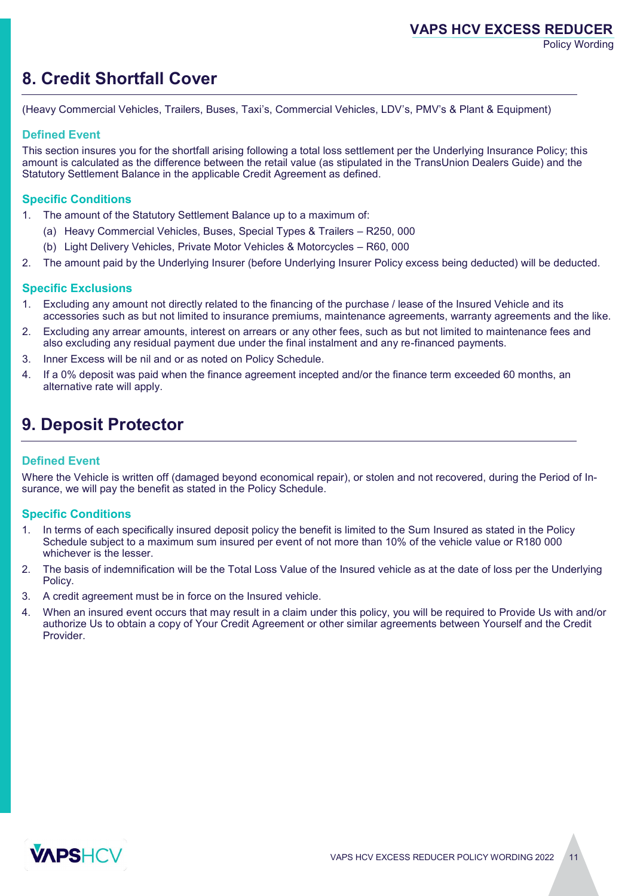## 8. Credit Shortfall Cover

(Heavy Commercial Vehicles, Trailers, Buses, Taxi's, Commercial Vehicles, LDV's, PMV's & Plant & Equipment)

### Defined Event

This section insures you for the shortfall arising following a total loss settlement per the Underlying Insurance Policy; this amount is calculated as the difference between the retail value (as stipulated in the TransUnion Dealers Guide) and the Statutory Settlement Balance in the applicable Credit Agreement as defined.

### Specific Conditions

1. The amount of the Statutory Settlement Balance up to a maximum of:
   (a) Heavy Commercial Vehicles, Buses, Special Types & Trailers – R250, 000
   (b) Light Delivery Vehicles, Private Motor Vehicles & Motorcycles – R60, 000
2. The amount paid by the Underlying Insurer (before Underlying Insurer Policy excess being deducted) will be deducted.

### Specific Exclusions

1. Excluding any amount not directly related to the financing of the purchase / lease of the Insured Vehicle and its accessories such as but not limited to insurance premiums, maintenance agreements, warranty agreements and the like.
2. Excluding any arrear amounts, interest on arrears or any other fees, such as but not limited to maintenance fees and also excluding any residual payment due under the final instalment and any re-financed payments.
3. Inner Excess will be nil and or as noted on Policy Schedule.
4. If a 0% deposit was paid when the finance agreement incepted and/or the finance term exceeded 60 months, an alternative rate will apply.

## 9. Deposit Protector

### Defined Event

Where the Vehicle is written off (damaged beyond economical repair), or stolen and not recovered, during the Period of Insurance, we will pay the benefit as stated in the Policy Schedule.

### Specific Conditions

1. In terms of each specifically insured deposit policy the benefit is limited to the Sum Insured as stated in the Policy Schedule subject to a maximum sum insured per event of not more than 10% of the vehicle value or R180 000 whichever is the lesser.
2. The basis of indemnification will be the Total Loss Value of the Insured vehicle as at the date of loss per the Underlying Policy.
3. A credit agreement must be in force on the Insured vehicle.
4. When an insured event occurs that may result in a claim under this policy, you will be required to Provide Us with and/or authorize Us to obtain a copy of Your Credit Agreement or other similar agreements between Yourself and the Credit Provider.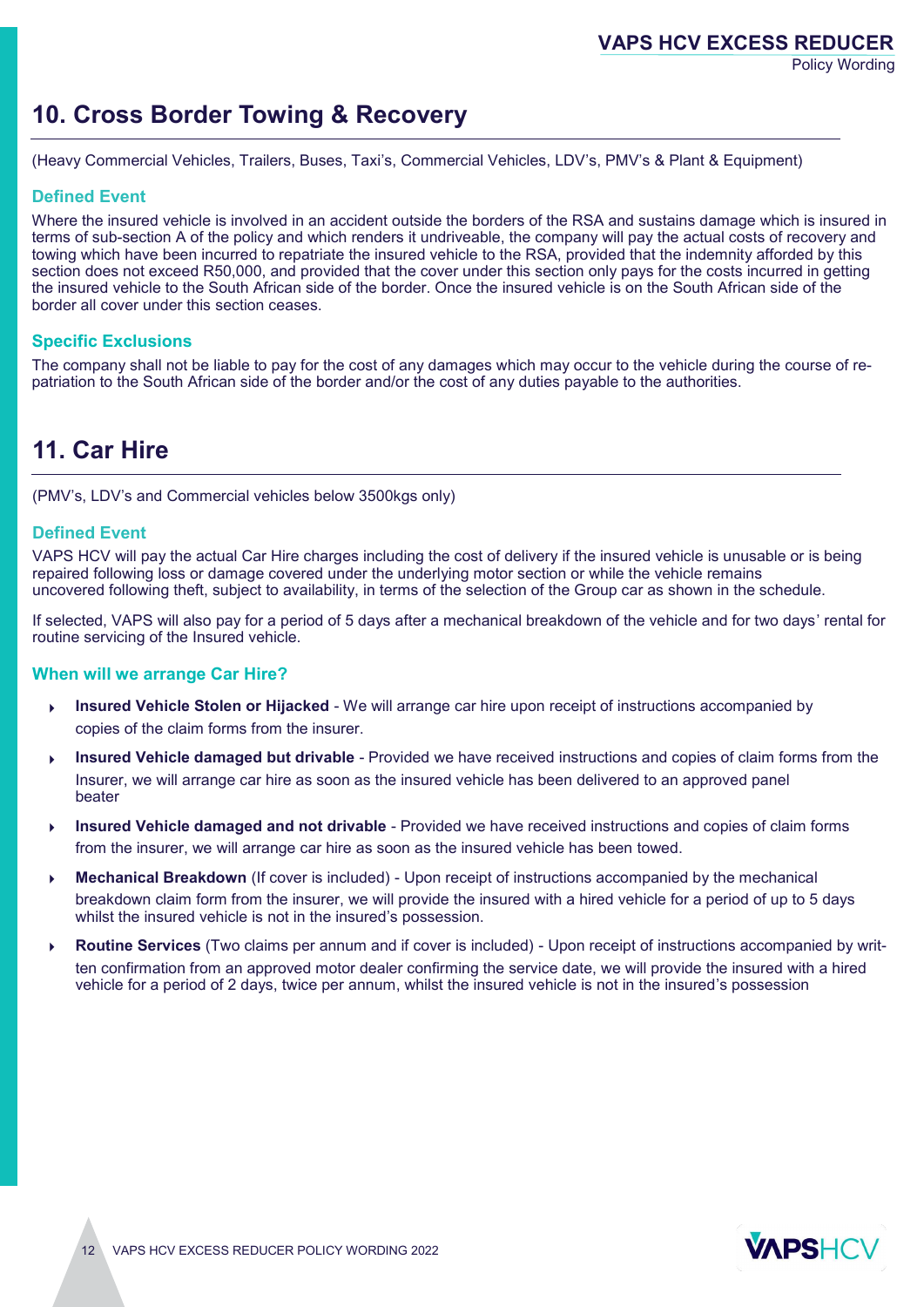## 10. Cross Border Towing & Recovery

(Heavy Commercial Vehicles, Trailers, Buses, Taxi's, Commercial Vehicles, LDV's, PMV's & Plant & Equipment)

### Defined Event

Where the insured vehicle is involved in an accident outside the borders of the RSA and sustains damage which is insured in terms of sub-section A of the policy and which renders it undriveable, the company will pay the actual costs of recovery and towing which have been incurred to repatriate the insured vehicle to the RSA, provided that the indemnity afforded by this section does not exceed R50,000, and provided that the cover under this section only pays for the costs incurred in getting the insured vehicle to the South African side of the border. Once the insured vehicle is on the South African side of the border all cover under this section ceases.

### Specific Exclusions

The company shall not be liable to pay for the cost of any damages which may occur to the vehicle during the course of re-patriation to the South African side of the border and/or the cost of any duties payable to the authorities.

## 11. Car Hire

(PMV's, LDV's and Commercial vehicles below 3500kgs only)

### Defined Event

VAPS HCV will pay the actual Car Hire charges including the cost of delivery if the insured vehicle is unusable or is being repaired following loss or damage covered under the underlying motor section or while the vehicle remains uncovered following theft, subject to availability, in terms of the selection of the Group car as shown in the schedule.

If selected, VAPS will also pay for a period of 5 days after a mechanical breakdown of the vehicle and for two days' rental for routine servicing of the Insured vehicle.

### When will we arrange Car Hire?

- **Insured Vehicle Stolen or Hijacked** - We will arrange car hire upon receipt of instructions accompanied by copies of the claim forms from the insurer.
- **Insured Vehicle damaged but drivable** - Provided we have received instructions and copies of claim forms from the Insurer, we will arrange car hire as soon as the insured vehicle has been delivered to an approved panel beater
- **Insured Vehicle damaged and not drivable** - Provided we have received instructions and copies of claim forms from the insurer, we will arrange car hire as soon as the insured vehicle has been towed.
- **Mechanical Breakdown** (If cover is included) - Upon receipt of instructions accompanied by the mechanical breakdown claim form from the insurer, we will provide the insured with a hired vehicle for a period of up to 5 days whilst the insured vehicle is not in the insured's possession.
- **Routine Services** (Two claims per annum and if cover is included) - Upon receipt of instructions accompanied by written confirmation from an approved motor dealer confirming the service date, we will provide the insured with a hired vehicle for a period of 2 days, twice per annum, whilst the insured vehicle is not in the insured's possession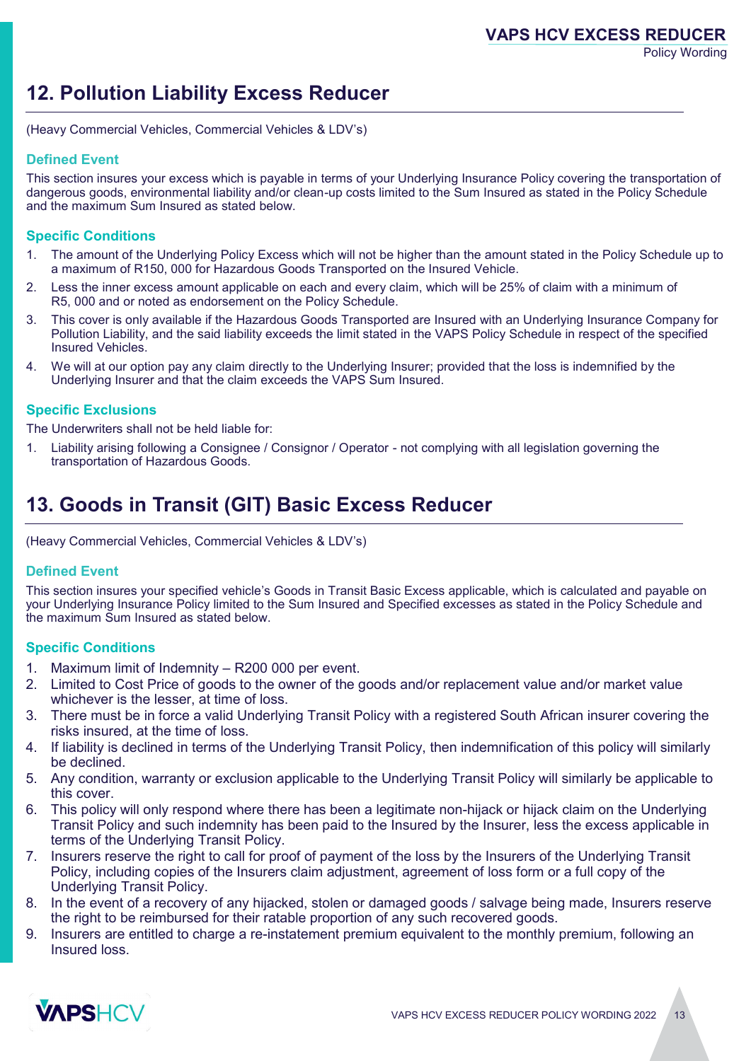## 12. Pollution Liability Excess Reducer

(Heavy Commercial Vehicles, Commercial Vehicles & LDV's)

### Defined Event

This section insures your excess which is payable in terms of your Underlying Insurance Policy covering the transportation of dangerous goods, environmental liability and/or clean-up costs limited to the Sum Insured as stated in the Policy Schedule and the maximum Sum Insured as stated below.

### Specific Conditions

1. The amount of the Underlying Policy Excess which will not be higher than the amount stated in the Policy Schedule up to a maximum of R150, 000 for Hazardous Goods Transported on the Insured Vehicle.
2. Less the inner excess amount applicable on each and every claim, which will be 25% of claim with a minimum of R5, 000 and or noted as endorsement on the Policy Schedule.
3. This cover is only available if the Hazardous Goods Transported are Insured with an Underlying Insurance Company for Pollution Liability, and the said liability exceeds the limit stated in the VAPS Policy Schedule in respect of the specified Insured Vehicles.
4. We will at our option pay any claim directly to the Underlying Insurer; provided that the loss is indemnified by the Underlying Insurer and that the claim exceeds the VAPS Sum Insured.

### Specific Exclusions

The Underwriters shall not be held liable for:

1. Liability arising following a Consignee / Consignor / Operator - not complying with all legislation governing the transportation of Hazardous Goods.

## 13. Goods in Transit (GIT) Basic Excess Reducer

(Heavy Commercial Vehicles, Commercial Vehicles & LDV's)

### Defined Event

This section insures your specified vehicle's Goods in Transit Basic Excess applicable, which is calculated and payable on your Underlying Insurance Policy limited to the Sum Insured and Specified excesses as stated in the Policy Schedule and the maximum Sum Insured as stated below.

### Specific Conditions

1. Maximum limit of Indemnity – R200 000 per event.
2. Limited to Cost Price of goods to the owner of the goods and/or replacement value and/or market value whichever is the lesser, at time of loss.
3. There must be in force a valid Underlying Transit Policy with a registered South African insurer covering the risks insured, at the time of loss.
4. If liability is declined in terms of the Underlying Transit Policy, then indemnification of this policy will similarly be declined.
5. Any condition, warranty or exclusion applicable to the Underlying Transit Policy will similarly be applicable to this cover.
6. This policy will only respond where there has been a legitimate non-hijack or hijack claim on the Underlying Transit Policy and such indemnity has been paid to the Insured by the Insurer, less the excess applicable in terms of the Underlying Transit Policy.
7. Insurers reserve the right to call for proof of payment of the loss by the Insurers of the Underlying Transit Policy, including copies of the Insurers claim adjustment, agreement of loss form or a full copy of the Underlying Transit Policy.
8. In the event of a recovery of any hijacked, stolen or damaged goods / salvage being made, Insurers reserve the right to be reimbursed for their ratable proportion of any such recovered goods.
9. Insurers are entitled to charge a re-instatement premium equivalent to the monthly premium, following an Insured loss.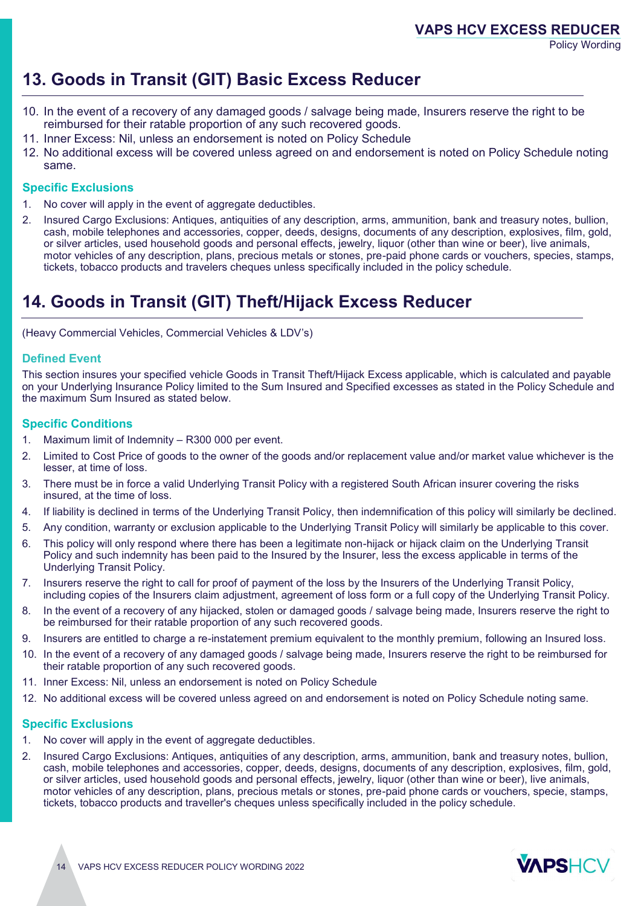# 13. Goods in Transit (GIT) Basic Excess Reducer

10. In the event of a recovery of any damaged goods / salvage being made, Insurers reserve the right to be reimbursed for their ratable proportion of any such recovered goods.
11. Inner Excess: Nil, unless endorsement is noted on Policy Schedule
12. No additional excess will be covered unless agreed on and endorsement is noted on Policy Schedule noting same.

### Specific Exclusions

1. No cover will apply in the event of aggregate deductibles.
2. Insured Cargo Exclusions: Antiques, antiquities of any description, arms, ammunition, bank and treasury notes, bullion, cash, mobile telephones and accessories, copper, deeds, designs, documents of any description, explosives, film, gold, or silver articles, used household goods and personal effects, jewelry, liquor (other than wine or beer), live animals, motor vehicles of any description, plans, precious metals or stones, pre-paid phone cards or vouchers, species, stamps, tickets, tobacco products and travelers cheques unless specifically included in the policy schedule.

# 14. Goods in Transit (GIT) Theft/Hijack Excess Reducer

(Heavy Commercial Vehicles, Commercial Vehicles & LDV's)

### Defined Event

This section insures your specified vehicle Goods in Transit Theft/Hijack Excess applicable, which is calculated and payable on your Underlying Insurance Policy limited to the Sum Insured and Specified excesses as stated in the Policy Schedule and the maximum Sum Insured as stated below.

### Specific Conditions

1. Maximum limit of Indemnity – R300 000 per event.
2. Limited to Cost Price of goods to the owner of the goods and/or replacement value and/or market value whichever is the lesser, at time of loss.
3. There must be in force a valid Underlying Transit Policy with a registered South African insurer covering the risks insured, at the time of loss.
4. If liability is declined in terms of the Underlying Transit Policy, then indemnification of this policy will similarly be declined.
5. Any condition, warranty or exclusion applicable to the Underlying Transit Policy will similarly be applicable to this cover.
6. This policy will only respond where there has been a legitimate non-hijack or hijack claim on the Underlying Transit Policy and such indemnity has been paid to the Insured by the Insurer, less the excess applicable in terms of the Underlying Transit Policy.
7. Insurers reserve the right to call for proof of payment of the loss by the Insurers of the Underlying Transit Policy, including copies of the Insurers claim adjustment, agreement of loss form or a full copy of the Underlying Transit Policy.
8. In the event of a recovery of any hijacked, stolen or damaged goods / salvage being made, Insurers reserve the right to be reimbursed for their ratable proportion of any such recovered goods.
9. Insurers are entitled to charge a re-instatement premium equivalent to the monthly premium, following an Insured loss.
10. In the event of a recovery of any damaged goods / salvage being made, Insurers reserve the right to be reimbursed for their ratable proportion of any such recovered goods.
11. Inner Excess: Nil, unless an endorsement is noted on Policy Schedule
12. No additional excess will be covered unless agreed on and endorsement is noted on Policy Schedule noting same.

### Specific Exclusions

1. No cover will apply in the event of aggregate deductibles.
2. Insured Cargo Exclusions: Antiques, antiquities of any description, arms, ammunition, bank and treasury notes, bullion, cash, mobile telephones and accessories, copper, deeds, designs, documents of any description, explosives, film, gold, or silver articles, used household goods and personal effects, jewelry, liquor (other than wine or beer), live animals, motor vehicles of any description, plans, precious metals or stones, pre-paid phone cards or vouchers, specie, stamps, tickets, tobacco products and traveller's cheques unless specifically included in the policy schedule.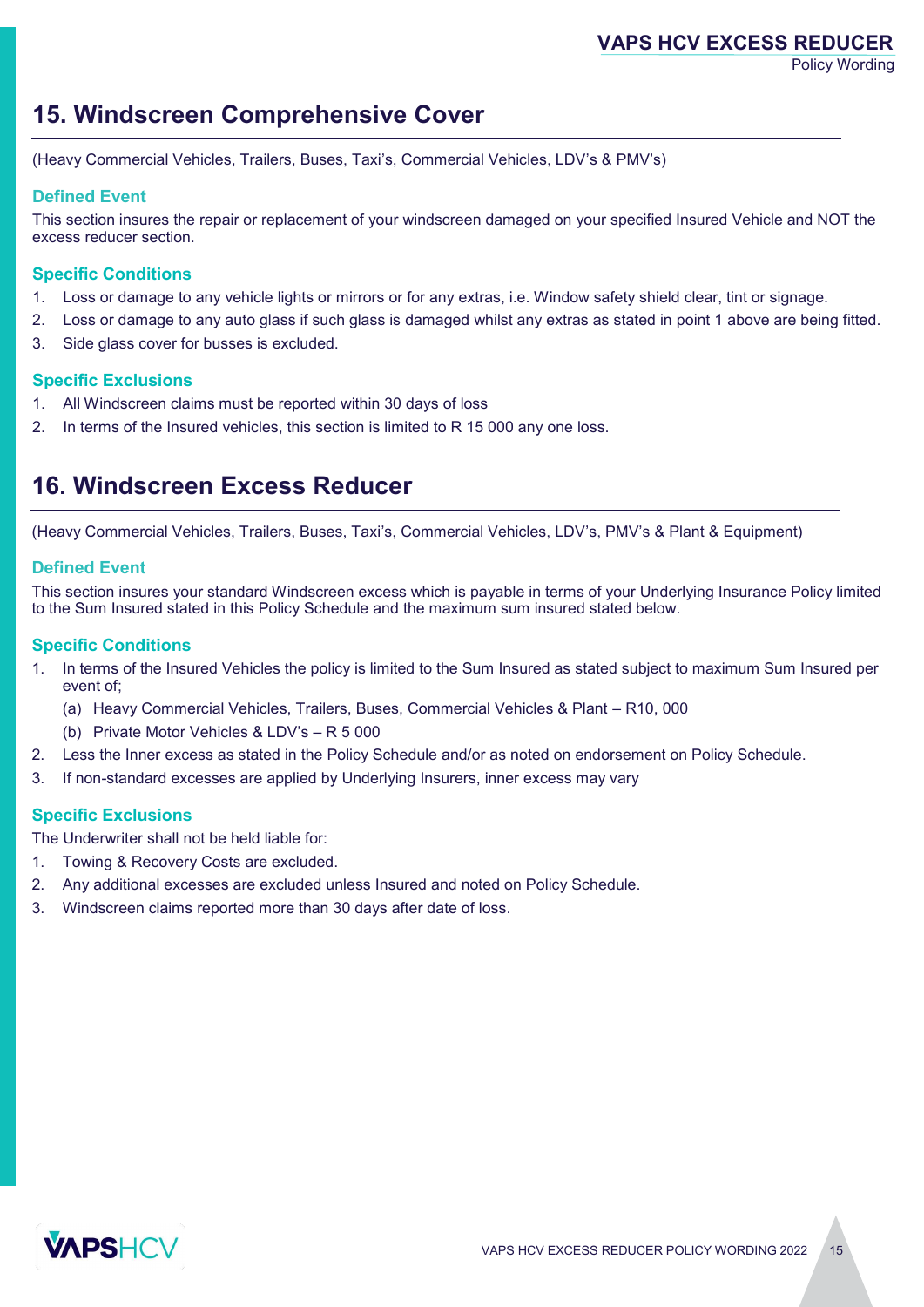# 15. Windscreen Comprehensive Cover

(Heavy Commercial Vehicles, Trailers, Buses, Taxi's, Commercial Vehicles, LDV's & PMV's)

### Defined Event

This section insures the repair or replacement of your windscreen damaged on your specified Insured Vehicle and NOT the excess reducer section.

### Specific Conditions

1. Loss or damage to any vehicle lights or mirrors or for any extras, i.e. Window safety shield clear, tint or signage.
2. Loss or damage to any auto glass if such glass is damaged whilst any extras as stated in point 1 above are being fitted.
3. Side glass cover for busses is excluded.

### Specific Exclusions

1. All Windscreen claims must be reported within 30 days of loss
2. In terms of the Insured vehicles, this section is limited to R 15 000 any one loss.

# 16. Windscreen Excess Reducer

(Heavy Commercial Vehicles, Trailers, Buses, Taxi's, Commercial Vehicles, LDV's, PMV's & Plant & Equipment)

### Defined Event

This section insures your standard Windscreen excess which is payable in terms of your Underlying Insurance Policy limited to the Sum Insured stated in this Policy Schedule and the maximum sum insured stated below.

### Specific Conditions

1. In terms of the Insured Vehicles the policy is limited to the Sum Insured as stated subject to maximum Sum Insured per event of;
   (a) Heavy Commercial Vehicles, Trailers, Buses, Commercial Vehicles & Plant – R10, 000
   (b) Private Motor Vehicles & LDV's – R 5 000
2. Less the Inner excess as stated in the Policy Schedule and/or as noted on endorsement on Policy Schedule.
3. If non-standard excesses are applied by Underlying Insurers, inner excess may vary

### Specific Exclusions

The Underwriter shall not be held liable for:

1. Towing & Recovery Costs are excluded.
2. Any additional excesses are excluded unless Insured and noted on Policy Schedule.
3. Windscreen claims reported more than 30 days after date of loss.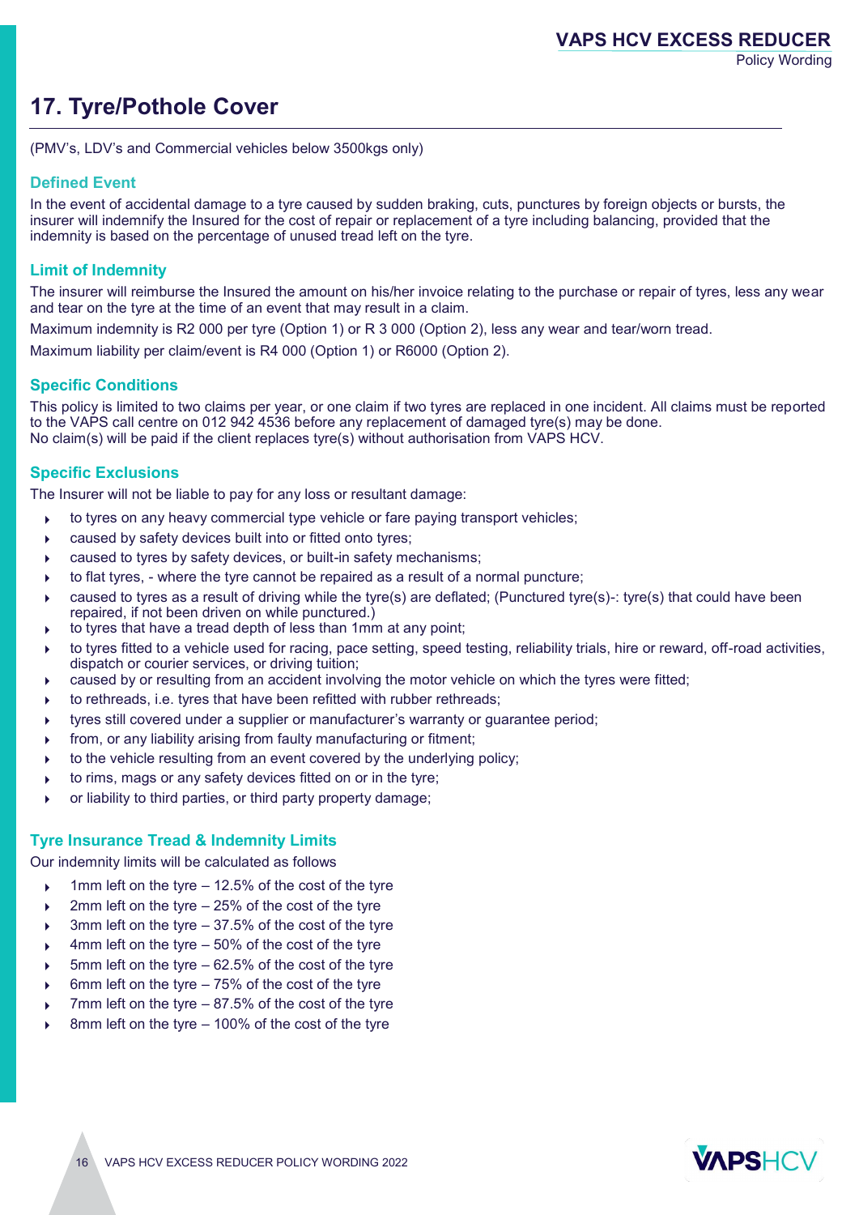## 17. Tyre/Pothole Cover

(PMV's, LDV's and Commercial vehicles below 3500kgs only)

### Defined Event

In the event of accidental damage to a tyre caused by sudden braking, cuts, punctures by foreign objects or bursts, the insurer will indemnify the Insured for the cost of repair or replacement of a tyre including balancing, provided that the indemnity is based on the percentage of unused tread left on the tyre.

### Limit of Indemnity

The insurer will reimburse the Insured the amount on his/her invoice relating to the purchase or repair of tyres, less any wear and tear on the tyre at the time of an event that may result in a claim.

Maximum indemnity is R2 000 per tyre (Option 1) or R 3 000 (Option 2), less any wear and tear/worn tread.

Maximum liability per claim/event is R4 000 (Option 1) or R6000 (Option 2).

### Specific Conditions

This policy is limited to two claims per year, or one claim if two tyres are replaced in one incident. All claims must be reported to the VAPS call centre on 012 942 4536 before any replacement of damaged tyre(s) may be done.
No claim(s) will be paid if the client replaces tyre(s) without authorisation from VAPS HCV.

### Specific Exclusions

The Insurer will not be liable to pay for any loss or resultant damage:

- to tyres on any heavy commercial type vehicle or fare paying transport vehicles;
- caused by safety devices built into or fitted onto tyres;
- caused to tyres by safety devices, or built-in safety mechanisms;
- to flat tyres, - where the tyre cannot be repaired as a result of a normal puncture;
- caused to tyres as a result of driving while the tyre(s) are deflated; (Punctured tyre(s)-: tyre(s) that could have been repaired, if not been driven on while punctured.)
- to tyres that have a tread depth of less than 1mm at any point;
- to tyres fitted to a vehicle used for racing, pace setting, speed testing, reliability trials, hire or reward, off-road activities, dispatch or courier services, or driving tuition;
- caused by or resulting from an accident involving the motor vehicle on which the tyres were fitted;
- to rethreads, i.e. tyres that have been refitted with rubber rethreads;
- tyres still covered under a supplier or manufacturer's warranty or guarantee period;
- from, or any liability arising from faulty manufacturing or fitment;
- to the vehicle resulting from an event covered by the underlying policy;
- to rims, mags or any safety devices fitted on or in the tyre;
- or liability to third parties, or third party property damage;

### Tyre Insurance Tread & Indemnity Limits

Our indemnity limits will be calculated as follows

- 1mm left on the tyre – 12.5% of the cost of the tyre
- 2mm left on the tyre – 25% of the cost of the tyre
- 3mm left on the tyre – 37.5% of the cost of the tyre
- 4mm left on the tyre – 50% of the cost of the tyre
- 5mm left on the tyre – 62.5% of the cost of the tyre
- 6mm left on the tyre – 75% of the cost of the tyre
- 7mm left on the tyre – 87.5% of the cost of the tyre
- 8mm left on the tyre – 100% of the cost of the tyre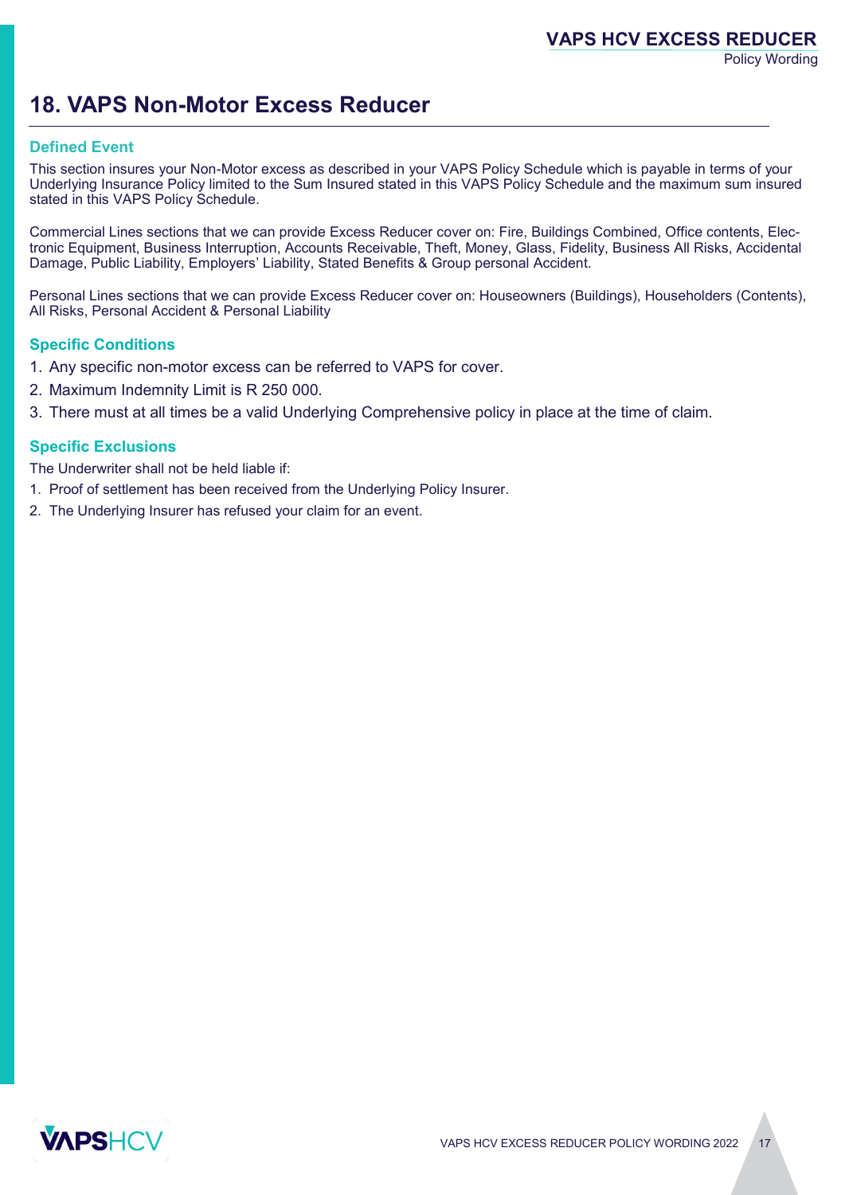# 18. VAPS Non-Motor Excess Reducer

### Defined Event

This section insures your Non-Motor excess as described in your VAPS Policy Schedule which is payable in terms of your Underlying Insurance Policy limited to the Sum Insured stated in this VAPS Policy Schedule and the maximum sum insured stated in this VAPS Policy Schedule.

Commercial Lines sections that we can provide Excess Reducer cover on: Fire, Buildings Combined, Office contents, Electronic Equipment, Business Interruption, Accounts Receivable, Theft, Money, Glass, Fidelity, Business All Risks, Accidental Damage, Public Liability, Employers' Liability, Stated Benefits & Group personal Accident.

Personal Lines sections that we can provide Excess Reducer cover on: Houseowners (Buildings), Householders (Contents), All Risks, Personal Accident & Personal Liability

### Specific Conditions

1. Any specific non-motor excess can be referred to VAPS for cover.
2. Maximum Indemnity Limit is R 250 000.
3. There must at all times be a valid Underlying Comprehensive policy in place at the time of claim.

### Specific Exclusions

The Underwriter shall not be held liable if:

1. Proof of settlement has been received from the Underlying Policy Insurer.
2. The Underlying Insurer has refused your claim for an event.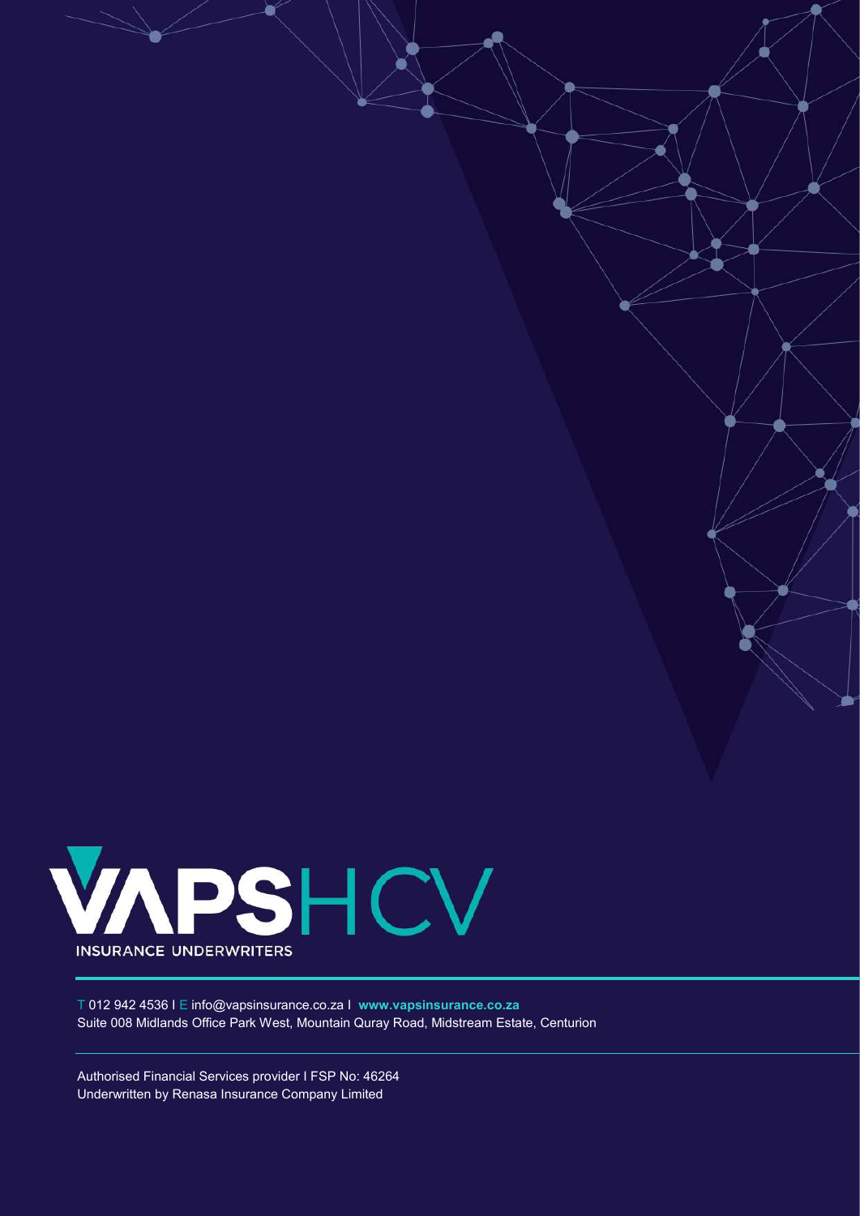VAPSHCV

INSURANCE UNDERWRITERS

T 012 942 4536 I E info@vapsinsurance.co.za I **www.vapsinsurance.co.za**
Suite 008 Midlands Office Park West, Mountain Quray Road, Midstream Estate, Centurion

Authorised Financial Services provider I FSP No: 46264
Underwritten by Renasa Insurance Company Limited